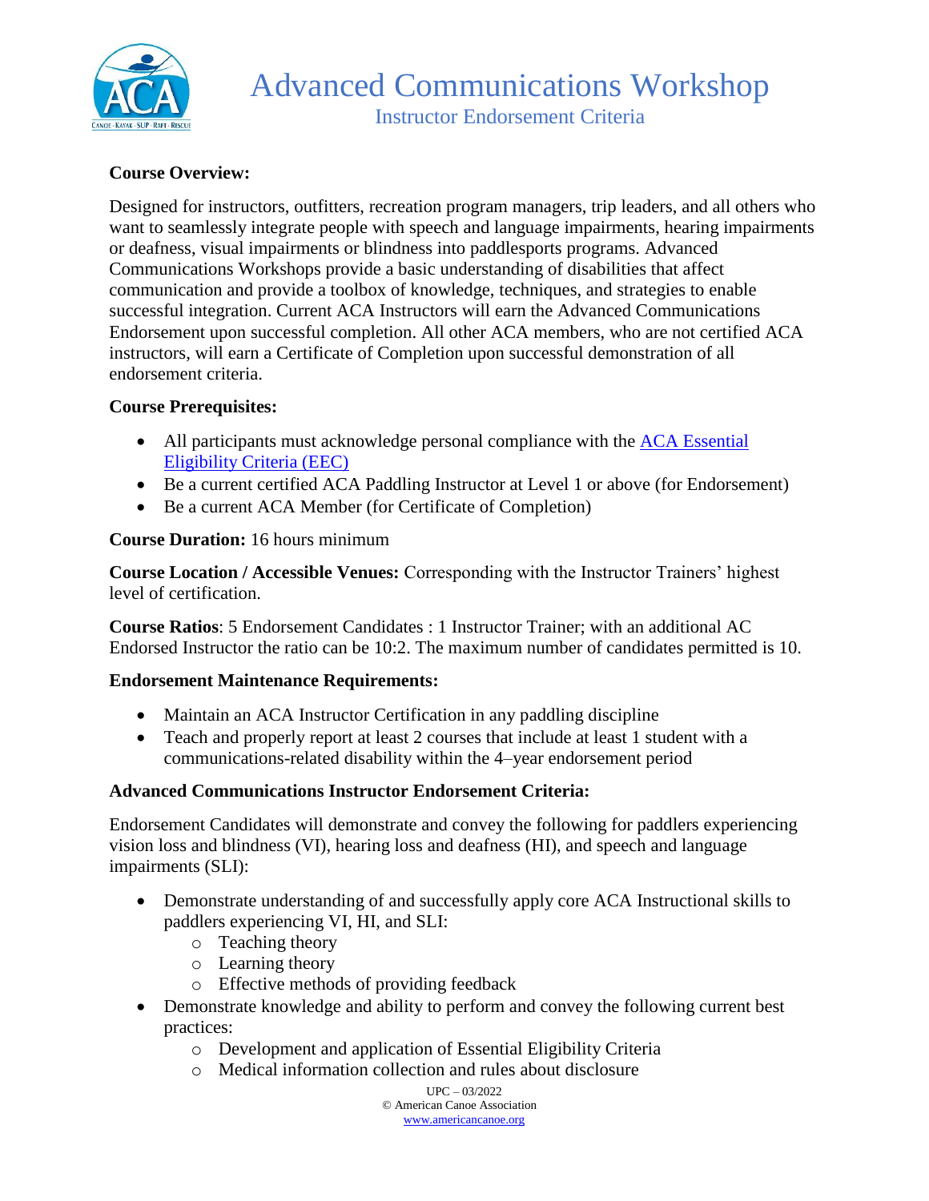# Advanced Communications Workshop

## Instructor Endorsement Criteria

**Course Overview:**

Designed for instructors, outfitters, recreation program managers, trip leaders, and all others who want to seamlessly integrate people with speech and language impairments, hearing impairments or deafness, visual impairments or blindness into paddlesports programs. Advanced Communications Workshops provide a basic understanding of disabilities that affect communication and provide a toolbox of knowledge, techniques, and strategies to enable successful integration. Current ACA Instructors will earn the Advanced Communications Endorsement upon successful completion. All other ACA members, who are not certified ACA instructors, will earn a Certificate of Completion upon successful demonstration of all endorsement criteria.

**Course Prerequisites:**

- All participants must acknowledge personal compliance with the ACA Essential Eligibility Criteria (EEC)
- Be a current certified ACA Paddling Instructor at Level 1 or above (for Endorsement)
- Be a current ACA Member (for Certificate of Completion)

**Course Duration:** 16 hours minimum

**Course Location / Accessible Venues:** Corresponding with the Instructor Trainers' highest level of certification.

**Course Ratios**: 5 Endorsement Candidates : 1 Instructor Trainer; with an additional AC Endorsed Instructor the ratio can be 10:2. The maximum number of candidates permitted is 10.

**Endorsement Maintenance Requirements:**

- Maintain an ACA Instructor Certification in any paddling discipline
- Teach and properly report at least 2 courses that include at least 1 student with a communications-related disability within the 4–year endorsement period

**Advanced Communications Instructor Endorsement Criteria:**

Endorsement Candidates will demonstrate and convey the following for paddlers experiencing vision loss and blindness (VI), hearing loss and deafness (HI), and speech and language impairments (SLI):

- Demonstrate understanding of and successfully apply core ACA Instructional skills to paddlers experiencing VI, HI, and SLI:
  - Teaching theory
  - Learning theory
  - Effective methods of providing feedback
- Demonstrate knowledge and ability to perform and convey the following current best practices:
  - Development and application of Essential Eligibility Criteria
  - Medical information collection and rules about disclosure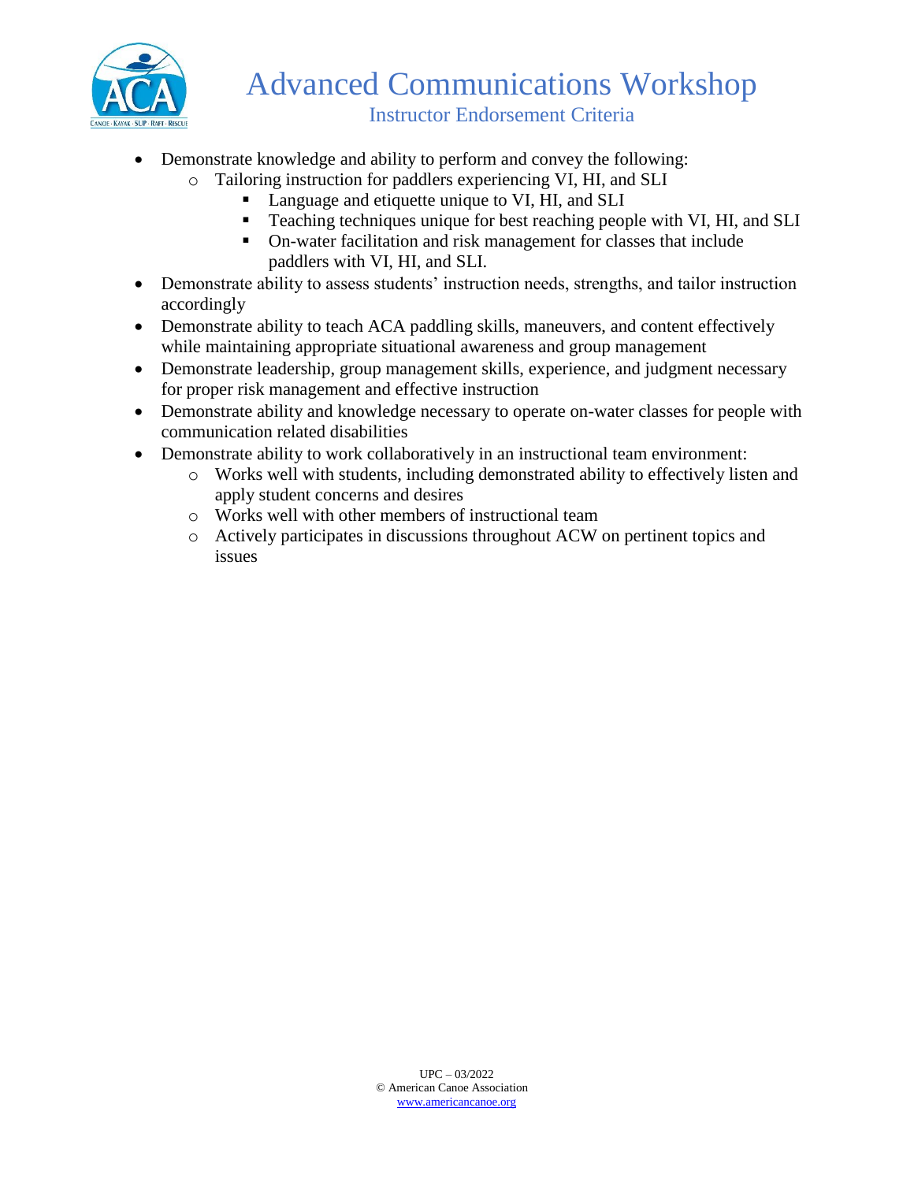# Advanced Communications Workshop

## Instructor Endorsement Criteria

- Demonstrate knowledge and ability to perform and convey the following:
  - Tailoring instruction for paddlers experiencing VI, HI, and SLI
    - Language and etiquette unique to VI, HI, and SLI
    - Teaching techniques unique for best reaching people with VI, HI, and SLI
    - On-water facilitation and risk management for classes that include paddlers with VI, HI, and SLI.
- Demonstrate ability to assess students' instruction needs, strengths, and tailor instruction accordingly
- Demonstrate ability to teach ACA paddling skills, maneuvers, and content effectively while maintaining appropriate situational awareness and group management
- Demonstrate leadership, group management skills, experience, and judgment necessary for proper risk management and effective instruction
- Demonstrate ability and knowledge necessary to operate on-water classes for people with communication related disabilities
- Demonstrate ability to work collaboratively in an instructional team environment:
  - Works well with students, including demonstrated ability to effectively listen and apply student concerns and desires
  - Works well with other members of instructional team
  - Actively participates in discussions throughout ACW on pertinent topics and issues

UPC – 03/2022
© American Canoe Association
www.americancanoe.org